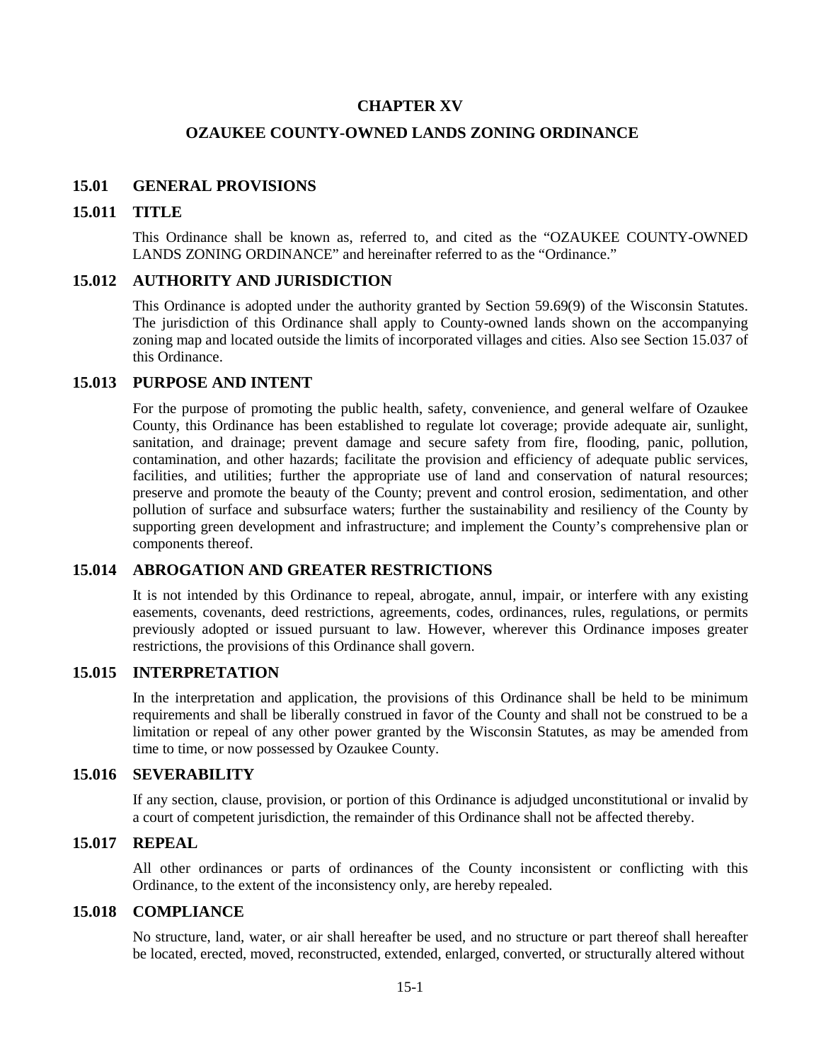# CHAPTER XV

# OZAUKEE COUNTY-OWNED LANDS ZONING ORDINANCE

## 15.01 GENERAL PROVISIONS

### 15.011 TITLE

This Ordinance shall be known as, referred to, and cited as the "OZAUKEE COUNTY-OWNED LANDS ZONING ORDINANCE" and hereinafter referred to as the "Ordinance."

### 15.012 AUTHORITY AND JURISDICTION

This Ordinance is adopted under the authority granted by Section 59.69(9) of the Wisconsin Statutes. The jurisdiction of this Ordinance shall apply to County-owned lands shown on the accompanying zoning map and located outside the limits of incorporated villages and cities. Also see Section 15.037 of this Ordinance.

### 15.013 PURPOSE AND INTENT

For the purpose of promoting the public health, safety, convenience, and general welfare of Ozaukee County, this Ordinance has been established to regulate lot coverage; provide adequate air, sunlight, sanitation, and drainage; prevent damage and secure safety from fire, flooding, panic, pollution, contamination, and other hazards; facilitate the provision and efficiency of adequate public services, facilities, and utilities; further the appropriate use of land and conservation of natural resources; preserve and promote the beauty of the County; prevent and control erosion, sedimentation, and other pollution of surface and subsurface waters; further the sustainability and resiliency of the County by supporting green development and infrastructure; and implement the County's comprehensive plan or components thereof.

### 15.014 ABROGATION AND GREATER RESTRICTIONS

It is not intended by this Ordinance to repeal, abrogate, annul, impair, or interfere with any existing easements, covenants, deed restrictions, agreements, codes, ordinances, rules, regulations, or permits previously adopted or issued pursuant to law. However, wherever this Ordinance imposes greater restrictions, the provisions of this Ordinance shall govern.

### 15.015 INTERPRETATION

In the interpretation and application, the provisions of this Ordinance shall be held to be minimum requirements and shall be liberally construed in favor of the County and shall not be construed to be a limitation or repeal of any other power granted by the Wisconsin Statutes, as may be amended from time to time, or now possessed by Ozaukee County.

### 15.016 SEVERABILITY

If any section, clause, provision, or portion of this Ordinance is adjudged unconstitutional or invalid by a court of competent jurisdiction, the remainder of this Ordinance shall not be affected thereby.

### 15.017 REPEAL

All other ordinances or parts of ordinances of the County inconsistent or conflicting with this Ordinance, to the extent of the inconsistency only, are hereby repealed.

### 15.018 COMPLIANCE

No structure, land, water, or air shall hereafter be used, and no structure or part thereof shall hereafter be located, erected, moved, reconstructed, extended, enlarged, converted, or structurally altered without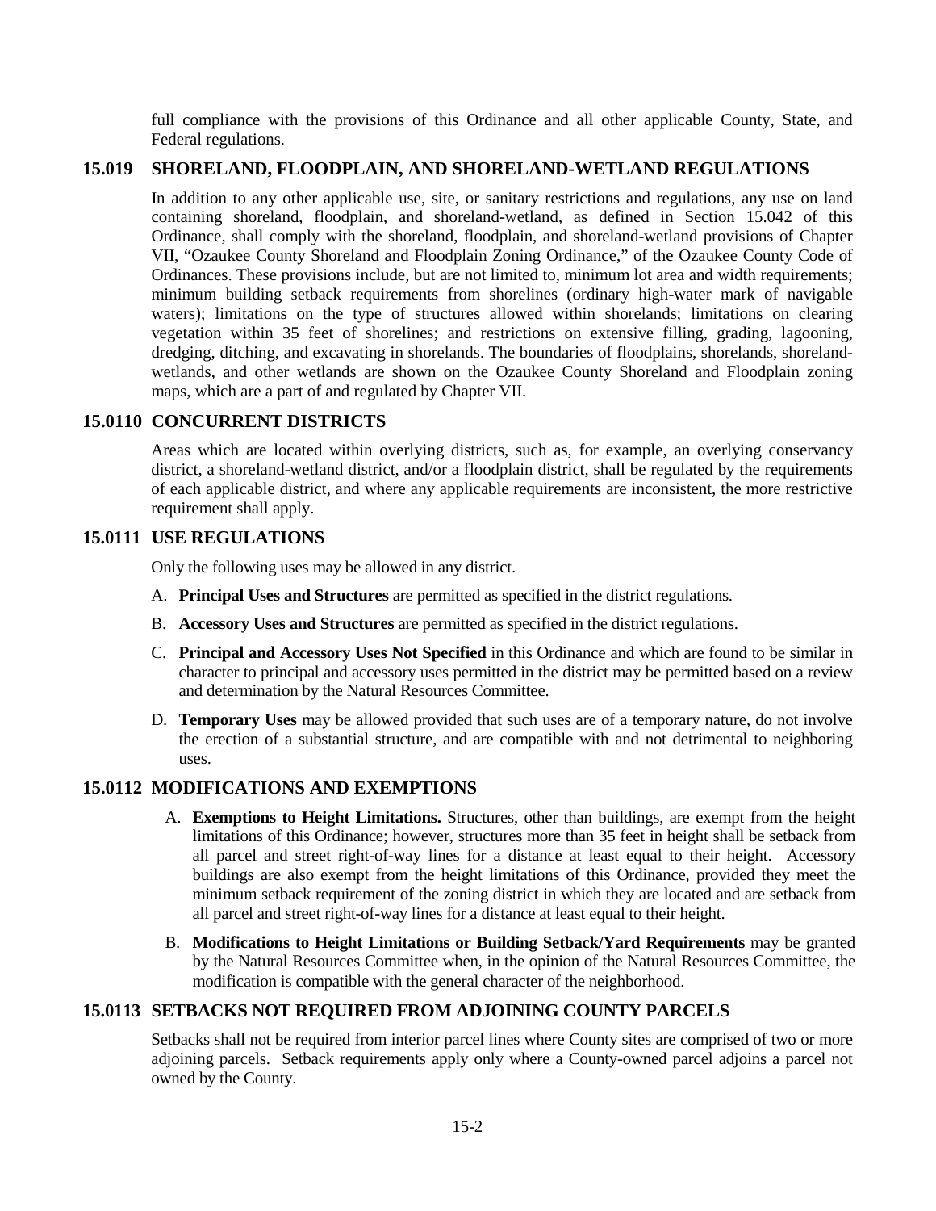full compliance with the provisions of this Ordinance and all other applicable County, State, and Federal regulations.

## 15.019 SHORELAND, FLOODPLAIN, AND SHORELAND-WETLAND REGULATIONS

In addition to any other applicable use, site, or sanitary restrictions and regulations, any use on land containing shoreland, floodplain, and shoreland-wetland, as defined in Section 15.042 of this Ordinance, shall comply with the shoreland, floodplain, and shoreland-wetland provisions of Chapter VII, "Ozaukee County Shoreland and Floodplain Zoning Ordinance," of the Ozaukee County Code of Ordinances. These provisions include, but are not limited to, minimum lot area and width requirements; minimum building setback requirements from shorelines (ordinary high-water mark of navigable waters); limitations on the type of structures allowed within shorelands; limitations on clearing vegetation within 35 feet of shorelines; and restrictions on extensive filling, grading, lagooning, dredging, ditching, and excavating in shorelands. The boundaries of floodplains, shorelands, shoreland-wetlands, and other wetlands are shown on the Ozaukee County Shoreland and Floodplain zoning maps, which are a part of and regulated by Chapter VII.

## 15.0110 CONCURRENT DISTRICTS

Areas which are located within overlying districts, such as, for example, an overlying conservancy district, a shoreland-wetland district, and/or a floodplain district, shall be regulated by the requirements of each applicable district, and where any applicable requirements are inconsistent, the more restrictive requirement shall apply.

## 15.0111 USE REGULATIONS

Only the following uses may be allowed in any district.

A. **Principal Uses and Structures** are permitted as specified in the district regulations.

B. **Accessory Uses and Structures** are permitted as specified in the district regulations.

C. **Principal and Accessory Uses Not Specified** in this Ordinance and which are found to be similar in character to principal and accessory uses permitted in the district may be permitted based on a review and determination by the Natural Resources Committee.

D. **Temporary Uses** may be allowed provided that such uses are of a temporary nature, do not involve the erection of a substantial structure, and are compatible with and not detrimental to neighboring uses.

## 15.0112 MODIFICATIONS AND EXEMPTIONS

A. **Exemptions to Height Limitations.** Structures, other than buildings, are exempt from the height limitations of this Ordinance; however, structures more than 35 feet in height shall be setback from all parcel and street right-of-way lines for a distance at least equal to their height. Accessory buildings are also exempt from the height limitations of this Ordinance, provided they meet the minimum setback requirement of the zoning district in which they are located and are setback from all parcel and street right-of-way lines for a distance at least equal to their height.

B. **Modifications to Height Limitations or Building Setback/Yard Requirements** may be granted by the Natural Resources Committee when, in the opinion of the Natural Resources Committee, the modification is compatible with the general character of the neighborhood.

## 15.0113 SETBACKS NOT REQUIRED FROM ADJOINING COUNTY PARCELS

Setbacks shall not be required from interior parcel lines where County sites are comprised of two or more adjoining parcels. Setback requirements apply only where a County-owned parcel adjoins a parcel not owned by the County.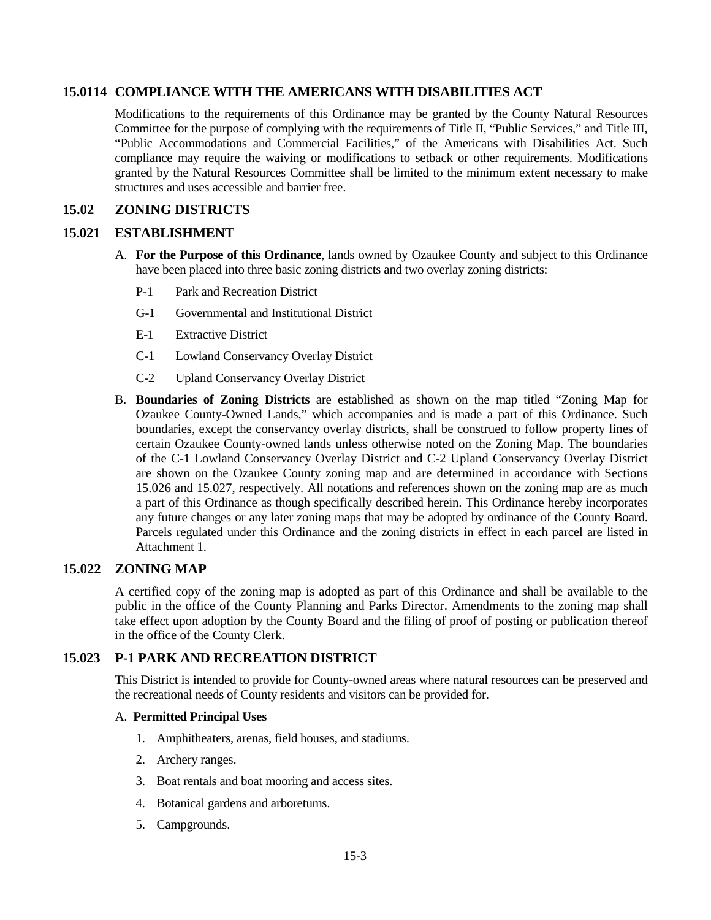## 15.0114 COMPLIANCE WITH THE AMERICANS WITH DISABILITIES ACT

Modifications to the requirements of this Ordinance may be granted by the County Natural Resources Committee for the purpose of complying with the requirements of Title II, "Public Services," and Title III, "Public Accommodations and Commercial Facilities," of the Americans with Disabilities Act. Such compliance may require the waiving or modifications to setback or other requirements. Modifications granted by the Natural Resources Committee shall be limited to the minimum extent necessary to make structures and uses accessible and barrier free.

## 15.02 ZONING DISTRICTS

## 15.021 ESTABLISHMENT

A. **For the Purpose of this Ordinance**, lands owned by Ozaukee County and subject to this Ordinance have been placed into three basic zoning districts and two overlay zoning districts:

   P-1 Park and Recreation District

   G-1 Governmental and Institutional District

   E-1 Extractive District

   C-1 Lowland Conservancy Overlay District

   C-2 Upland Conservancy Overlay District

B. **Boundaries of Zoning Districts** are established as shown on the map titled "Zoning Map for Ozaukee County-Owned Lands," which accompanies and is made a part of this Ordinance. Such boundaries, except the conservancy overlay districts, shall be construed to follow property lines of certain Ozaukee County-owned lands unless otherwise noted on the Zoning Map. The boundaries of the C-1 Lowland Conservancy Overlay District and C-2 Upland Conservancy Overlay District are shown on the Ozaukee County zoning map and are determined in accordance with Sections 15.026 and 15.027, respectively. All notations and references shown on the zoning map are as much a part of this Ordinance as though specifically described herein. This Ordinance hereby incorporates any future changes or any later zoning maps that may be adopted by ordinance of the County Board. Parcels regulated under this Ordinance and the zoning districts in effect in each parcel are listed in Attachment 1.

## 15.022 ZONING MAP

A certified copy of the zoning map is adopted as part of this Ordinance and shall be available to the public in the office of the County Planning and Parks Director. Amendments to the zoning map shall take effect upon adoption by the County Board and the filing of proof of posting or publication thereof in the office of the County Clerk.

## 15.023 P-1 PARK AND RECREATION DISTRICT

This District is intended to provide for County-owned areas where natural resources can be preserved and the recreational needs of County residents and visitors can be provided for.

A. **Permitted Principal Uses**

1. Amphitheaters, arenas, field houses, and stadiums.
2. Archery ranges.
3. Boat rentals and boat mooring and access sites.
4. Botanical gardens and arboretums.
5. Campgrounds.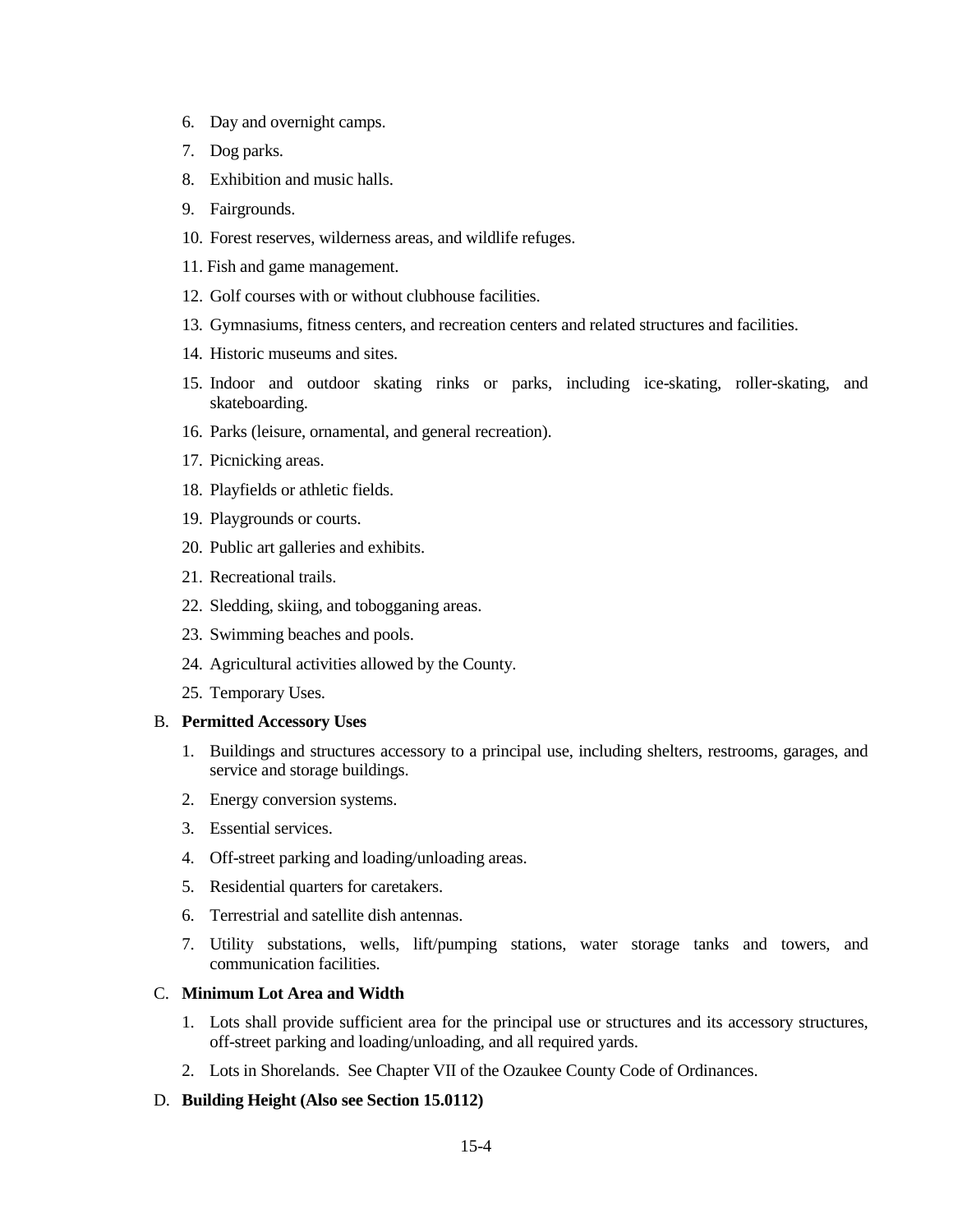6. Day and overnight camps.
7. Dog parks.
8. Exhibition and music halls.
9. Fairgrounds.
10. Forest reserves, wilderness areas, and wildlife refuges.
11. Fish and game management.
12. Golf courses with or without clubhouse facilities.
13. Gymnasiums, fitness centers, and recreation centers and related structures and facilities.
14. Historic museums and sites.
15. Indoor and outdoor skating rinks or parks, including ice-skating, roller-skating, and skateboarding.
16. Parks (leisure, ornamental, and general recreation).
17. Picnicking areas.
18. Playfields or athletic fields.
19. Playgrounds or courts.
20. Public art galleries and exhibits.
21. Recreational trails.
22. Sledding, skiing, and tobogganing areas.
23. Swimming beaches and pools.
24. Agricultural activities allowed by the County.
25. Temporary Uses.

B. **Permitted Accessory Uses**

1. Buildings and structures accessory to a principal use, including shelters, restrooms, garages, and service and storage buildings.
2. Energy conversion systems.
3. Essential services.
4. Off-street parking and loading/unloading areas.
5. Residential quarters for caretakers.
6. Terrestrial and satellite dish antennas.
7. Utility substations, wells, lift/pumping stations, water storage tanks and towers, and communication facilities.

C. **Minimum Lot Area and Width**

1. Lots shall provide sufficient area for the principal use or structures and its accessory structures, off-street parking and loading/unloading, and all required yards.
2. Lots in Shorelands. See Chapter VII of the Ozaukee County Code of Ordinances.

D. **Building Height (Also see Section 15.0112)**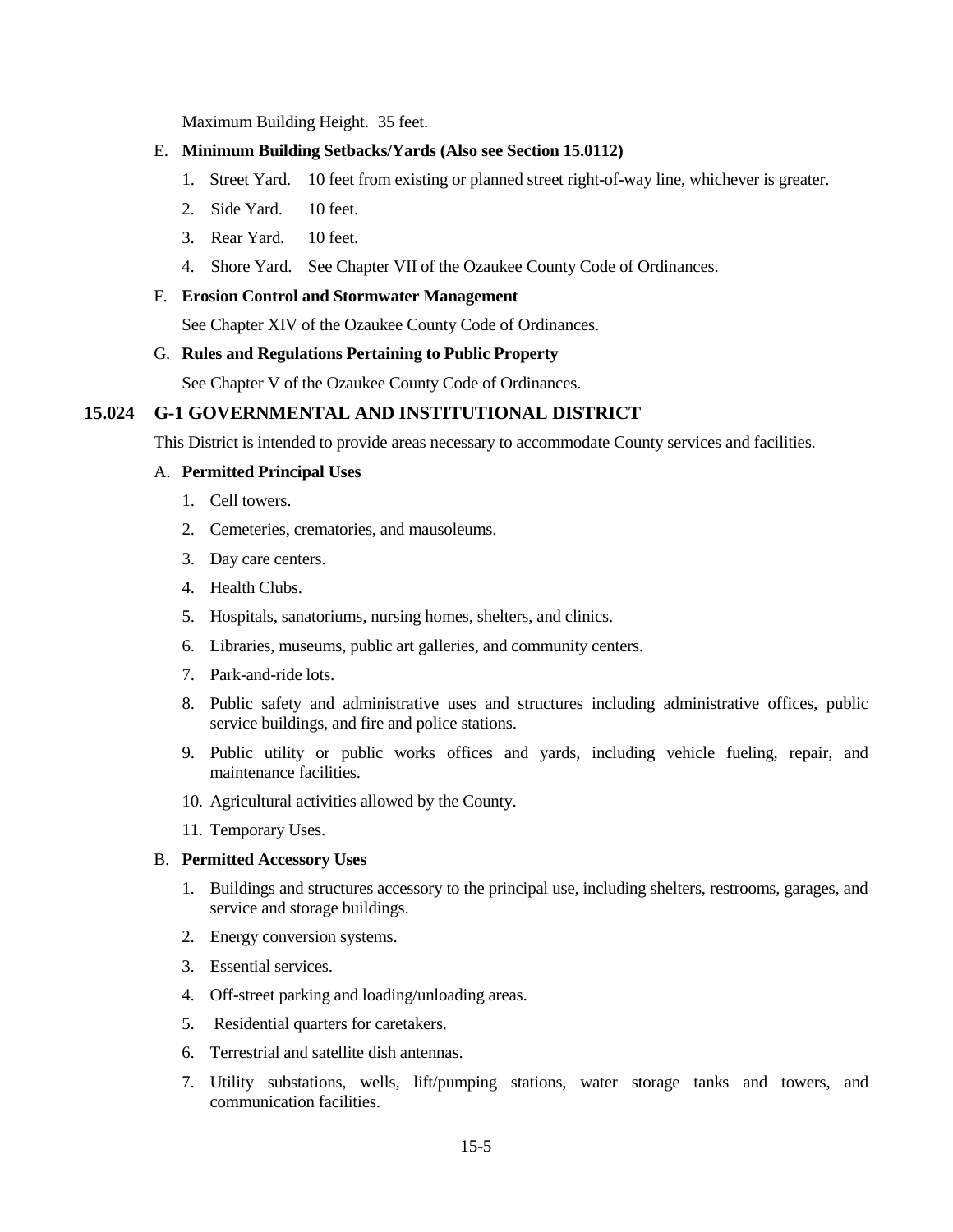Maximum Building Height. 35 feet.

E. **Minimum Building Setbacks/Yards (Also see Section 15.0112)**

1. Street Yard. 10 feet from existing or planned street right-of-way line, whichever is greater.
2. Side Yard. 10 feet.
3. Rear Yard. 10 feet.
4. Shore Yard. See Chapter VII of the Ozaukee County Code of Ordinances.

F. **Erosion Control and Stormwater Management**

See Chapter XIV of the Ozaukee County Code of Ordinances.

G. **Rules and Regulations Pertaining to Public Property**

See Chapter V of the Ozaukee County Code of Ordinances.

## 15.024 G-1 GOVERNMENTAL AND INSTITUTIONAL DISTRICT

This District is intended to provide areas necessary to accommodate County services and facilities.

A. **Permitted Principal Uses**

1. Cell towers.
2. Cemeteries, crematories, and mausoleums.
3. Day care centers.
4. Health Clubs.
5. Hospitals, sanatoriums, nursing homes, shelters, and clinics.
6. Libraries, museums, public art galleries, and community centers.
7. Park-and-ride lots.
8. Public safety and administrative uses and structures including administrative offices, public service buildings, and fire and police stations.
9. Public utility or public works offices and yards, including vehicle fueling, repair, and maintenance facilities.
10. Agricultural activities allowed by the County.
11. Temporary Uses.

B. **Permitted Accessory Uses**

1. Buildings and structures accessory to the principal use, including shelters, restrooms, garages, and service and storage buildings.
2. Energy conversion systems.
3. Essential services.
4. Off-street parking and loading/unloading areas.
5. Residential quarters for caretakers.
6. Terrestrial and satellite dish antennas.
7. Utility substations, wells, lift/pumping stations, water storage tanks and towers, and communication facilities.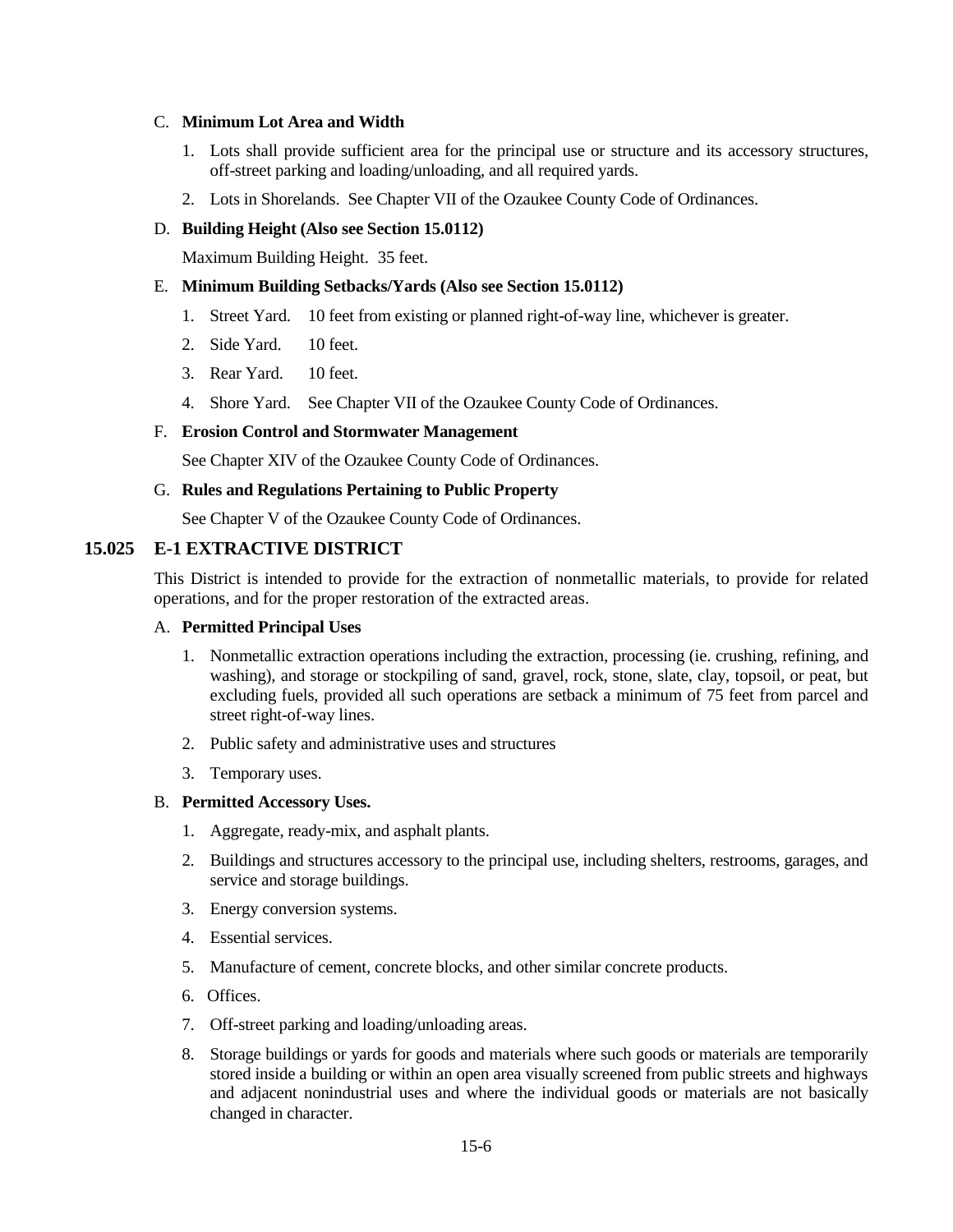C. **Minimum Lot Area and Width**

1. Lots shall provide sufficient area for the principal use or structure and its accessory structures, off-street parking and loading/unloading, and all required yards.
2. Lots in Shorelands. See Chapter VII of the Ozaukee County Code of Ordinances.

D. **Building Height (Also see Section 15.0112)**

Maximum Building Height. 35 feet.

E. **Minimum Building Setbacks/Yards (Also see Section 15.0112)**

1. Street Yard. 10 feet from existing or planned right-of-way line, whichever is greater.
2. Side Yard. 10 feet.
3. Rear Yard. 10 feet.
4. Shore Yard. See Chapter VII of the Ozaukee County Code of Ordinances.

F. **Erosion Control and Stormwater Management**

See Chapter XIV of the Ozaukee County Code of Ordinances.

G. **Rules and Regulations Pertaining to Public Property**

See Chapter V of the Ozaukee County Code of Ordinances.

## 15.025 E-1 EXTRACTIVE DISTRICT

This District is intended to provide for the extraction of nonmetallic materials, to provide for related operations, and for the proper restoration of the extracted areas.

A. **Permitted Principal Uses**

1. Nonmetallic extraction operations including the extraction, processing (ie. crushing, refining, and washing), and storage or stockpiling of sand, gravel, rock, stone, slate, clay, topsoil, or peat, but excluding fuels, provided all such operations are setback a minimum of 75 feet from parcel and street right-of-way lines.
2. Public safety and administrative uses and structures
3. Temporary uses.

B. **Permitted Accessory Uses.**

1. Aggregate, ready-mix, and asphalt plants.
2. Buildings and structures accessory to the principal use, including shelters, restrooms, garages, and service and storage buildings.
3. Energy conversion systems.
4. Essential services.
5. Manufacture of cement, concrete blocks, and other similar concrete products.
6. Offices.
7. Off-street parking and loading/unloading areas.
8. Storage buildings or yards for goods and materials where such goods or materials are temporarily stored inside a building or within an open area visually screened from public streets and highways and adjacent nonindustrial uses and where the individual goods or materials are not basically changed in character.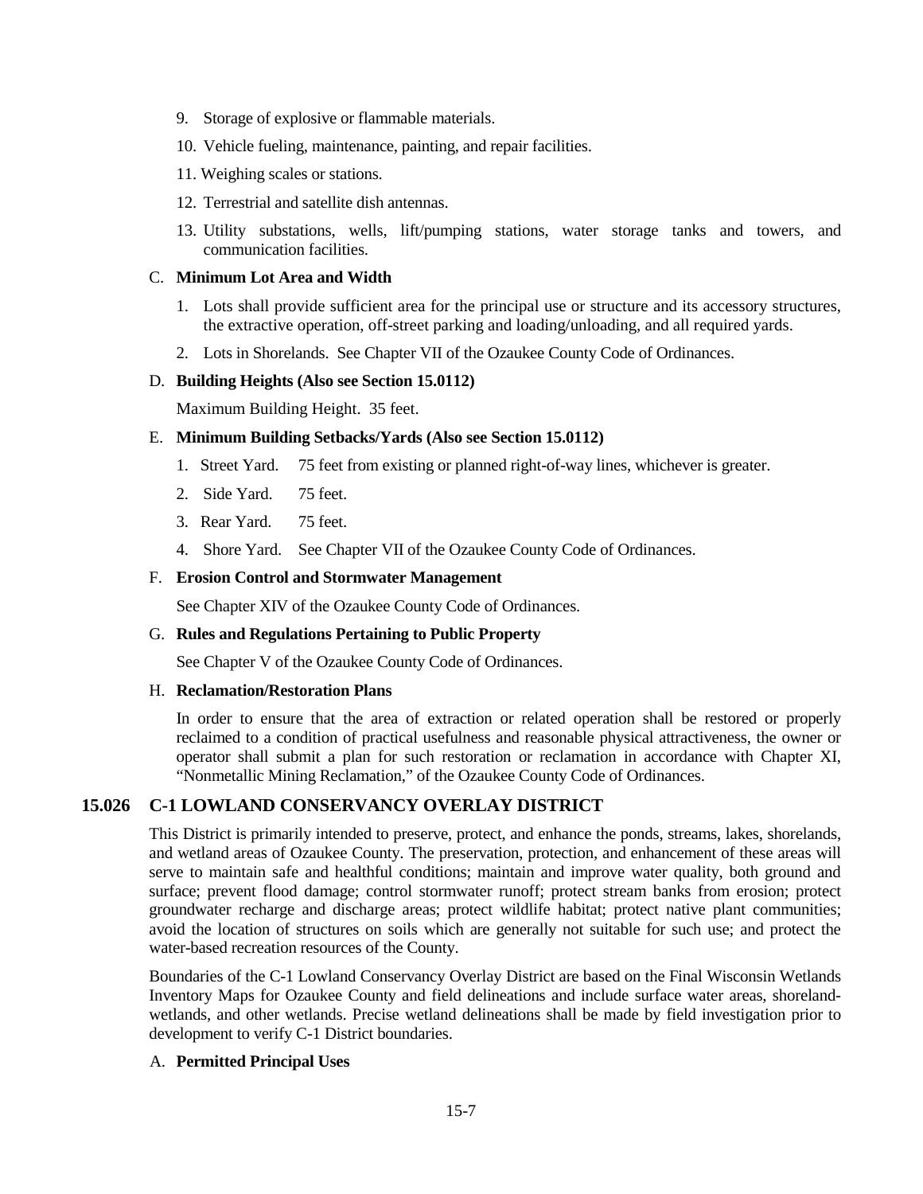9. Storage of explosive or flammable materials.
10. Vehicle fueling, maintenance, painting, and repair facilities.
11. Weighing scales or stations.
12. Terrestrial and satellite dish antennas.
13. Utility substations, wells, lift/pumping stations, water storage tanks and towers, and communication facilities.

C. **Minimum Lot Area and Width**

1. Lots shall provide sufficient area for the principal use or structure and its accessory structures, the extractive operation, off-street parking and loading/unloading, and all required yards.
2. Lots in Shorelands. See Chapter VII of the Ozaukee County Code of Ordinances.

D. **Building Heights (Also see Section 15.0112)**

Maximum Building Height. 35 feet.

E. **Minimum Building Setbacks/Yards (Also see Section 15.0112)**

1. Street Yard. 75 feet from existing or planned right-of-way lines, whichever is greater.
2. Side Yard. 75 feet.
3. Rear Yard. 75 feet.
4. Shore Yard. See Chapter VII of the Ozaukee County Code of Ordinances.

F. **Erosion Control and Stormwater Management**

See Chapter XIV of the Ozaukee County Code of Ordinances.

G. **Rules and Regulations Pertaining to Public Property**

See Chapter V of the Ozaukee County Code of Ordinances.

H. **Reclamation/Restoration Plans**

In order to ensure that the area of extraction or related operation shall be restored or properly reclaimed to a condition of practical usefulness and reasonable physical attractiveness, the owner or operator shall submit a plan for such restoration or reclamation in accordance with Chapter XI, "Nonmetallic Mining Reclamation," of the Ozaukee County Code of Ordinances.

## 15.026 C-1 LOWLAND CONSERVANCY OVERLAY DISTRICT

This District is primarily intended to preserve, protect, and enhance the ponds, streams, lakes, shorelands, and wetland areas of Ozaukee County. The preservation, protection, and enhancement of these areas will serve to maintain safe and healthful conditions; maintain and improve water quality, both ground and surface; prevent flood damage; control stormwater runoff; protect stream banks from erosion; protect groundwater recharge and discharge areas; protect wildlife habitat; protect native plant communities; avoid the location of structures on soils which are generally not suitable for such use; and protect the water-based recreation resources of the County.

Boundaries of the C-1 Lowland Conservancy Overlay District are based on the Final Wisconsin Wetlands Inventory Maps for Ozaukee County and field delineations and include surface water areas, shoreland-wetlands, and other wetlands. Precise wetland delineations shall be made by field investigation prior to development to verify C-1 District boundaries.

A. **Permitted Principal Uses**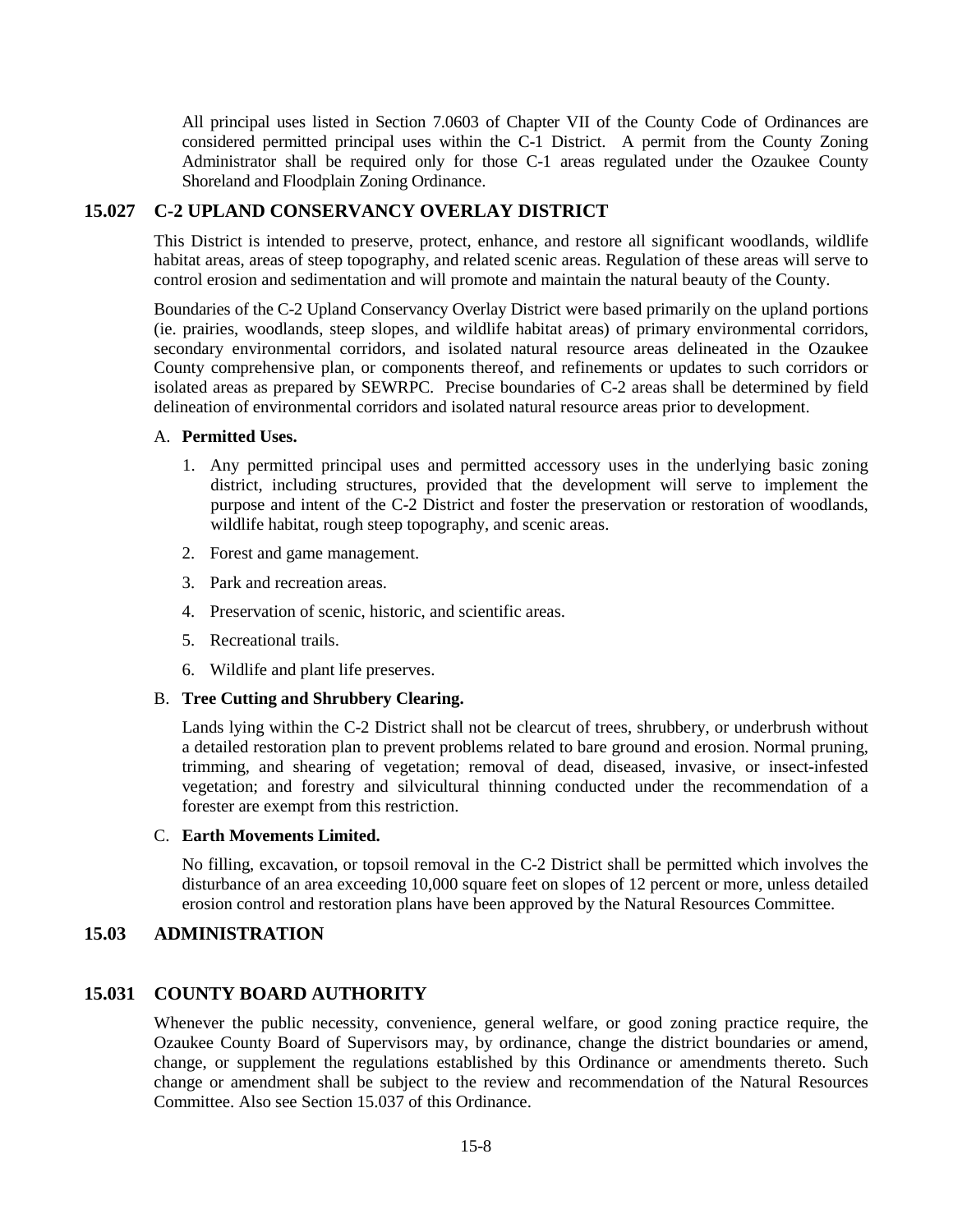All principal uses listed in Section 7.0603 of Chapter VII of the County Code of Ordinances are considered permitted principal uses within the C-1 District. A permit from the County Zoning Administrator shall be required only for those C-1 areas regulated under the Ozaukee County Shoreland and Floodplain Zoning Ordinance.

## 15.027 C-2 UPLAND CONSERVANCY OVERLAY DISTRICT

This District is intended to preserve, protect, enhance, and restore all significant woodlands, wildlife habitat areas, areas of steep topography, and related scenic areas. Regulation of these areas will serve to control erosion and sedimentation and will promote and maintain the natural beauty of the County.

Boundaries of the C-2 Upland Conservancy Overlay District were based primarily on the upland portions (ie. prairies, woodlands, steep slopes, and wildlife habitat areas) of primary environmental corridors, secondary environmental corridors, and isolated natural resource areas delineated in the Ozaukee County comprehensive plan, or components thereof, and refinements or updates to such corridors or isolated areas as prepared by SEWRPC. Precise boundaries of C-2 areas shall be determined by field delineation of environmental corridors and isolated natural resource areas prior to development.

A. **Permitted Uses.**

1. Any permitted principal uses and permitted accessory uses in the underlying basic zoning district, including structures, provided that the development will serve to implement the purpose and intent of the C-2 District and foster the preservation or restoration of woodlands, wildlife habitat, rough steep topography, and scenic areas.
2. Forest and game management.
3. Park and recreation areas.
4. Preservation of scenic, historic, and scientific areas.
5. Recreational trails.
6. Wildlife and plant life preserves.

B. **Tree Cutting and Shrubbery Clearing.**

Lands lying within the C-2 District shall not be clearcut of trees, shrubbery, or underbrush without a detailed restoration plan to prevent problems related to bare ground and erosion. Normal pruning, trimming, and shearing of vegetation; removal of dead, diseased, invasive, or insect-infested vegetation; and forestry and silvicultural thinning conducted under the recommendation of a forester are exempt from this restriction.

C. **Earth Movements Limited.**

No filling, excavation, or topsoil removal in the C-2 District shall be permitted which involves the disturbance of an area exceeding 10,000 square feet on slopes of 12 percent or more, unless detailed erosion control and restoration plans have been approved by the Natural Resources Committee.

## 15.03 ADMINISTRATION

## 15.031 COUNTY BOARD AUTHORITY

Whenever the public necessity, convenience, general welfare, or good zoning practice require, the Ozaukee County Board of Supervisors may, by ordinance, change the district boundaries or amend, change, or supplement the regulations established by this Ordinance or amendments thereto. Such change or amendment shall be subject to the review and recommendation of the Natural Resources Committee. Also see Section 15.037 of this Ordinance.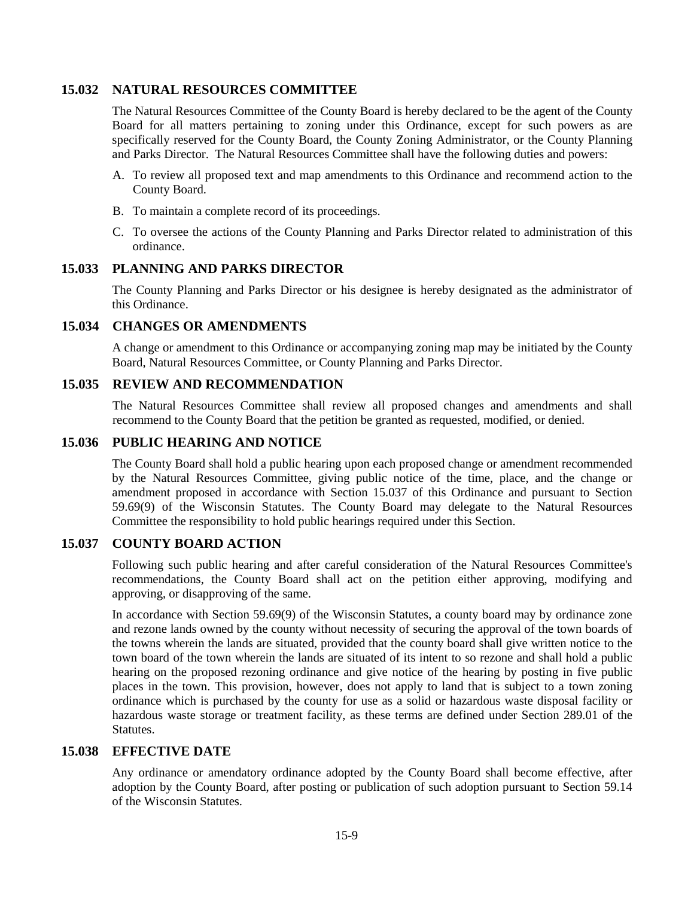## 15.032 NATURAL RESOURCES COMMITTEE

The Natural Resources Committee of the County Board is hereby declared to be the agent of the County Board for all matters pertaining to zoning under this Ordinance, except for such powers as are specifically reserved for the County Board, the County Zoning Administrator, or the County Planning and Parks Director. The Natural Resources Committee shall have the following duties and powers:

A. To review all proposed text and map amendments to this Ordinance and recommend action to the County Board.

B. To maintain a complete record of its proceedings.

C. To oversee the actions of the County Planning and Parks Director related to administration of this ordinance.

## 15.033 PLANNING AND PARKS DIRECTOR

The County Planning and Parks Director or his designee is hereby designated as the administrator of this Ordinance.

## 15.034 CHANGES OR AMENDMENTS

A change or amendment to this Ordinance or accompanying zoning map may be initiated by the County Board, Natural Resources Committee, or County Planning and Parks Director.

## 15.035 REVIEW AND RECOMMENDATION

The Natural Resources Committee shall review all proposed changes and amendments and shall recommend to the County Board that the petition be granted as requested, modified, or denied.

## 15.036 PUBLIC HEARING AND NOTICE

The County Board shall hold a public hearing upon each proposed change or amendment recommended by the Natural Resources Committee, giving public notice of the time, place, and the change or amendment proposed in accordance with Section 15.037 of this Ordinance and pursuant to Section 59.69(9) of the Wisconsin Statutes. The County Board may delegate to the Natural Resources Committee the responsibility to hold public hearings required under this Section.

## 15.037 COUNTY BOARD ACTION

Following such public hearing and after careful consideration of the Natural Resources Committee's recommendations, the County Board shall act on the petition either approving, modifying and approving, or disapproving of the same.

In accordance with Section 59.69(9) of the Wisconsin Statutes, a county board may by ordinance zone and rezone lands owned by the county without necessity of securing the approval of the town boards of the towns wherein the lands are situated, provided that the county board shall give written notice to the town board of the town wherein the lands are situated of its intent to so rezone and shall hold a public hearing on the proposed rezoning ordinance and give notice of the hearing by posting in five public places in the town. This provision, however, does not apply to land that is subject to a town zoning ordinance which is purchased by the county for use as a solid or hazardous waste disposal facility or hazardous waste storage or treatment facility, as these terms are defined under Section 289.01 of the Statutes.

## 15.038 EFFECTIVE DATE

Any ordinance or amendatory ordinance adopted by the County Board shall become effective, after adoption by the County Board, after posting or publication of such adoption pursuant to Section 59.14 of the Wisconsin Statutes.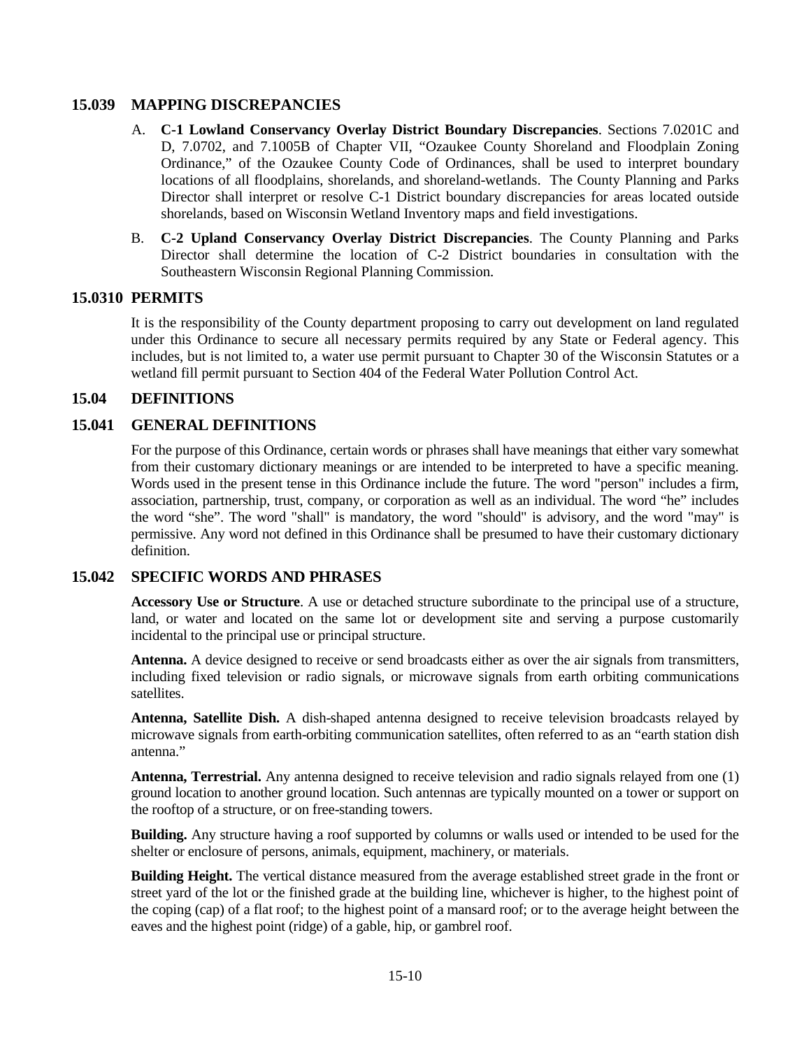## 15.039 MAPPING DISCREPANCIES

A. **C-1 Lowland Conservancy Overlay District Boundary Discrepancies**. Sections 7.0201C and D, 7.0702, and 7.1005B of Chapter VII, "Ozaukee County Shoreland and Floodplain Zoning Ordinance," of the Ozaukee County Code of Ordinances, shall be used to interpret boundary locations of all floodplains, shorelands, and shoreland-wetlands. The County Planning and Parks Director shall interpret or resolve C-1 District boundary discrepancies for areas located outside shorelands, based on Wisconsin Wetland Inventory maps and field investigations.

B. **C-2 Upland Conservancy Overlay District Discrepancies**. The County Planning and Parks Director shall determine the location of C-2 District boundaries in consultation with the Southeastern Wisconsin Regional Planning Commission.

## 15.0310 PERMITS

It is the responsibility of the County department proposing to carry out development on land regulated under this Ordinance to secure all necessary permits required by any State or Federal agency. This includes, but is not limited to, a water use permit pursuant to Chapter 30 of the Wisconsin Statutes or a wetland fill permit pursuant to Section 404 of the Federal Water Pollution Control Act.

## 15.04 DEFINITIONS

## 15.041 GENERAL DEFINITIONS

For the purpose of this Ordinance, certain words or phrases shall have meanings that either vary somewhat from their customary dictionary meanings or are intended to be interpreted to have a specific meaning. Words used in the present tense in this Ordinance include the future. The word "person" includes a firm, association, partnership, trust, company, or corporation as well as an individual. The word "he" includes the word "she". The word "shall" is mandatory, the word "should" is advisory, and the word "may" is permissive. Any word not defined in this Ordinance shall be presumed to have their customary dictionary definition.

## 15.042 SPECIFIC WORDS AND PHRASES

**Accessory Use or Structure**. A use or detached structure subordinate to the principal use of a structure, land, or water and located on the same lot or development site and serving a purpose customarily incidental to the principal use or principal structure.

**Antenna.** A device designed to receive or send broadcasts either as over the air signals from transmitters, including fixed television or radio signals, or microwave signals from earth orbiting communications satellites.

**Antenna, Satellite Dish.** A dish-shaped antenna designed to receive television broadcasts relayed by microwave signals from earth-orbiting communication satellites, often referred to as an "earth station dish antenna."

**Antenna, Terrestrial.** Any antenna designed to receive television and radio signals relayed from one (1) ground location to another ground location. Such antennas are typically mounted on a tower or support on the rooftop of a structure, or on free-standing towers.

**Building.** Any structure having a roof supported by columns or walls used or intended to be used for the shelter or enclosure of persons, animals, equipment, machinery, or materials.

**Building Height.** The vertical distance measured from the average established street grade in the front or street yard of the lot or the finished grade at the building line, whichever is higher, to the highest point of the coping (cap) of a flat roof; to the highest point of a mansard roof; or to the average height between the eaves and the highest point (ridge) of a gable, hip, or gambrel roof.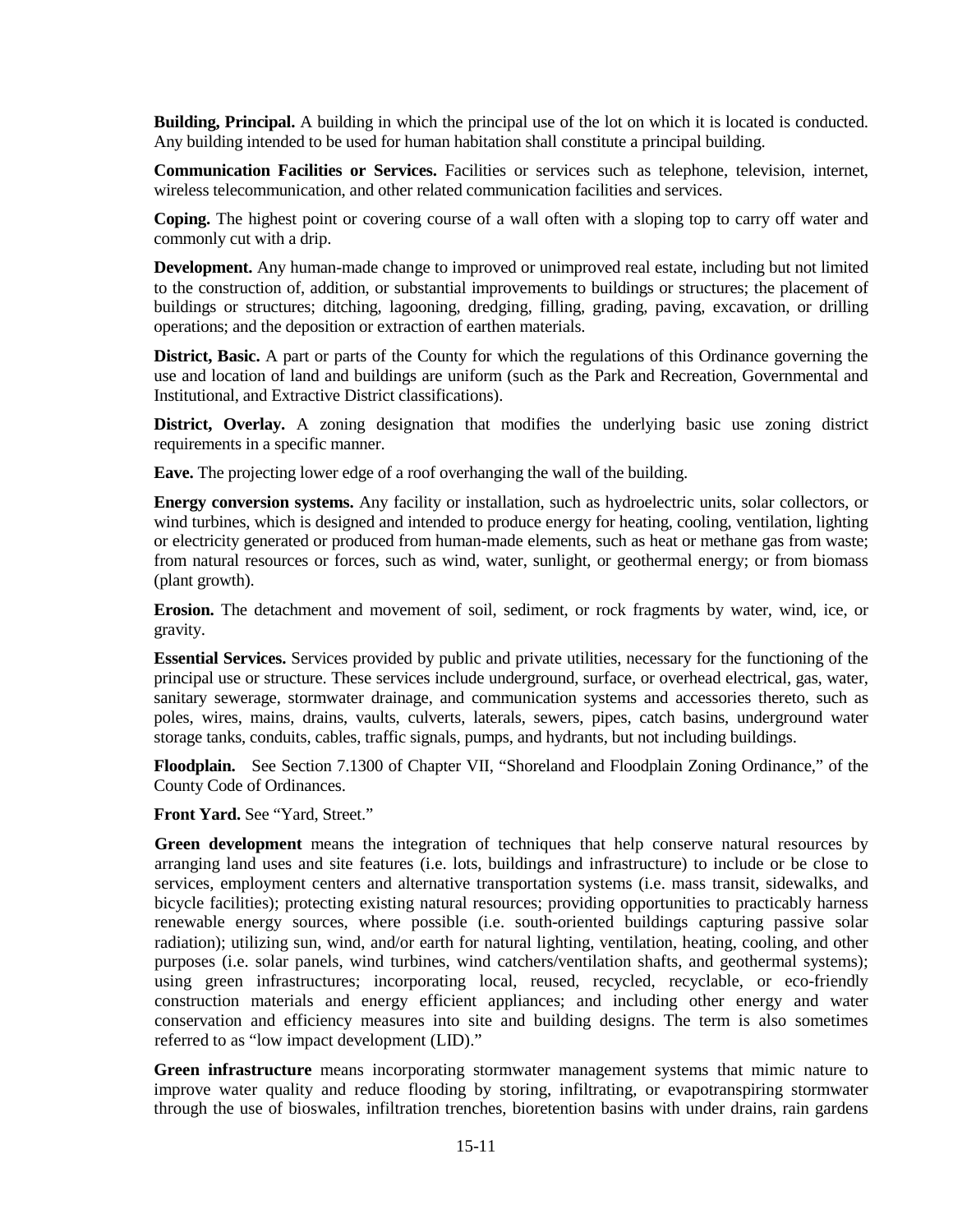**Building, Principal.** A building in which the principal use of the lot on which it is located is conducted. Any building intended to be used for human habitation shall constitute a principal building.

**Communication Facilities or Services.** Facilities or services such as telephone, television, internet, wireless telecommunication, and other related communication facilities and services.

**Coping.** The highest point or covering course of a wall often with a sloping top to carry off water and commonly cut with a drip.

**Development.** Any human-made change to improved or unimproved real estate, including but not limited to the construction of, addition, or substantial improvements to buildings or structures; the placement of buildings or structures; ditching, lagooning, dredging, filling, grading, paving, excavation, or drilling operations; and the deposition or extraction of earthen materials.

**District, Basic.** A part or parts of the County for which the regulations of this Ordinance governing the use and location of land and buildings are uniform (such as the Park and Recreation, Governmental and Institutional, and Extractive District classifications).

**District, Overlay.** A zoning designation that modifies the underlying basic use zoning district requirements in a specific manner.

**Eave.** The projecting lower edge of a roof overhanging the wall of the building.

**Energy conversion systems.** Any facility or installation, such as hydroelectric units, solar collectors, or wind turbines, which is designed and intended to produce energy for heating, cooling, ventilation, lighting or electricity generated or produced from human-made elements, such as heat or methane gas from waste; from natural resources or forces, such as wind, water, sunlight, or geothermal energy; or from biomass (plant growth).

**Erosion.** The detachment and movement of soil, sediment, or rock fragments by water, wind, ice, or gravity.

**Essential Services.** Services provided by public and private utilities, necessary for the functioning of the principal use or structure. These services include underground, surface, or overhead electrical, gas, water, sanitary sewerage, stormwater drainage, and communication systems and accessories thereto, such as poles, wires, mains, drains, vaults, culverts, laterals, sewers, pipes, catch basins, underground water storage tanks, conduits, cables, traffic signals, pumps, and hydrants, but not including buildings.

**Floodplain.** See Section 7.1300 of Chapter VII, "Shoreland and Floodplain Zoning Ordinance," of the County Code of Ordinances.

**Front Yard.** See "Yard, Street."

**Green development** means the integration of techniques that help conserve natural resources by arranging land uses and site features (i.e. lots, buildings and infrastructure) to include or be close to services, employment centers and alternative transportation systems (i.e. mass transit, sidewalks, and bicycle facilities); protecting existing natural resources; providing opportunities to practicably harness renewable energy sources, where possible (i.e. south-oriented buildings capturing passive solar radiation); utilizing sun, wind, and/or earth for natural lighting, ventilation, heating, cooling, and other purposes (i.e. solar panels, wind turbines, wind catchers/ventilation shafts, and geothermal systems); using green infrastructures; incorporating local, reused, recycled, recyclable, or eco-friendly construction materials and energy efficient appliances; and including other energy and water conservation and efficiency measures into site and building designs. The term is also sometimes referred to as "low impact development (LID)."

**Green infrastructure** means incorporating stormwater management systems that mimic nature to improve water quality and reduce flooding by storing, infiltrating, or evapotranspiring stormwater through the use of bioswales, infiltration trenches, bioretention basins with under drains, rain gardens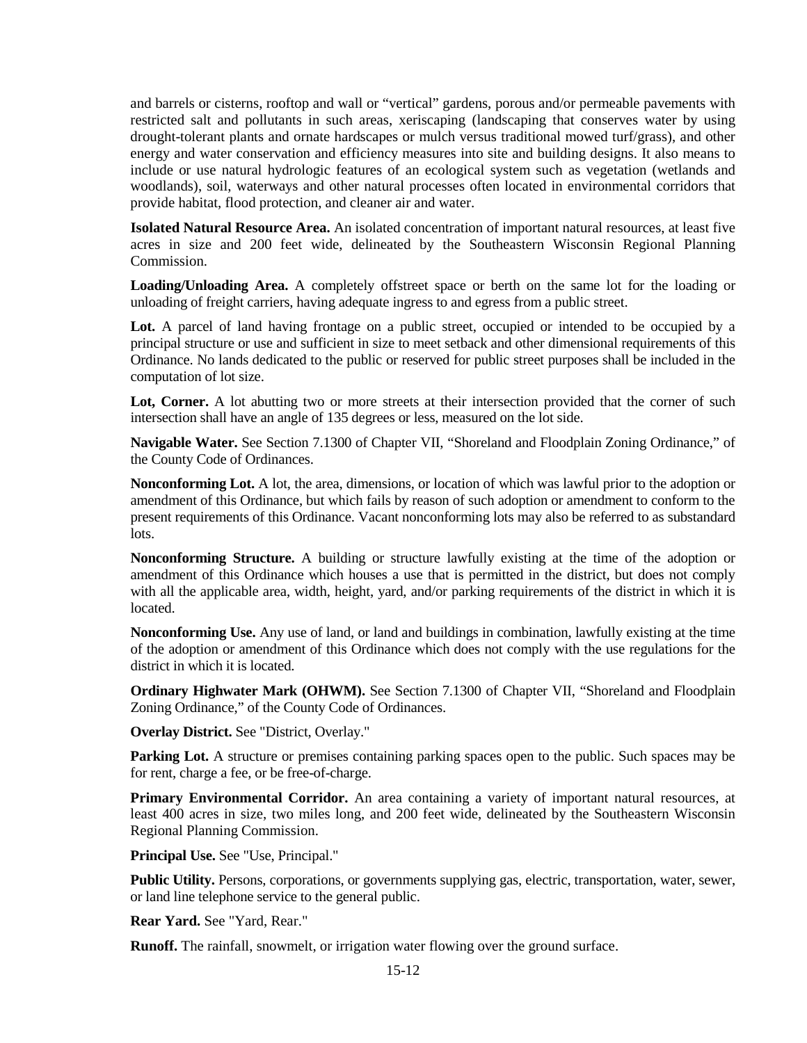and barrels or cisterns, rooftop and wall or "vertical" gardens, porous and/or permeable pavements with restricted salt and pollutants in such areas, xeriscaping (landscaping that conserves water by using drought-tolerant plants and ornate hardscapes or mulch versus traditional mowed turf/grass), and other energy and water conservation and efficiency measures into site and building designs. It also means to include or use natural hydrologic features of an ecological system such as vegetation (wetlands and woodlands), soil, waterways and other natural processes often located in environmental corridors that provide habitat, flood protection, and cleaner air and water.

**Isolated Natural Resource Area.** An isolated concentration of important natural resources, at least five acres in size and 200 feet wide, delineated by the Southeastern Wisconsin Regional Planning Commission.

**Loading/Unloading Area.** A completely offstreet space or berth on the same lot for the loading or unloading of freight carriers, having adequate ingress to and egress from a public street.

**Lot.** A parcel of land having frontage on a public street, occupied or intended to be occupied by a principal structure or use and sufficient in size to meet setback and other dimensional requirements of this Ordinance. No lands dedicated to the public or reserved for public street purposes shall be included in the computation of lot size.

**Lot, Corner.** A lot abutting two or more streets at their intersection provided that the corner of such intersection shall have an angle of 135 degrees or less, measured on the lot side.

**Navigable Water.** See Section 7.1300 of Chapter VII, "Shoreland and Floodplain Zoning Ordinance," of the County Code of Ordinances.

**Nonconforming Lot.** A lot, the area, dimensions, or location of which was lawful prior to the adoption or amendment of this Ordinance, but which fails by reason of such adoption or amendment to conform to the present requirements of this Ordinance. Vacant nonconforming lots may also be referred to as substandard lots.

**Nonconforming Structure.** A building or structure lawfully existing at the time of the adoption or amendment of this Ordinance which houses a use that is permitted in the district, but does not comply with all the applicable area, width, height, yard, and/or parking requirements of the district in which it is located.

**Nonconforming Use.** Any use of land, or land and buildings in combination, lawfully existing at the time of the adoption or amendment of this Ordinance which does not comply with the use regulations for the district in which it is located.

**Ordinary Highwater Mark (OHWM).** See Section 7.1300 of Chapter VII, "Shoreland and Floodplain Zoning Ordinance," of the County Code of Ordinances.

**Overlay District.** See "District, Overlay."

**Parking Lot.** A structure or premises containing parking spaces open to the public. Such spaces may be for rent, charge a fee, or be free-of-charge.

**Primary Environmental Corridor.** An area containing a variety of important natural resources, at least 400 acres in size, two miles long, and 200 feet wide, delineated by the Southeastern Wisconsin Regional Planning Commission.

**Principal Use.** See "Use, Principal."

**Public Utility.** Persons, corporations, or governments supplying gas, electric, transportation, water, sewer, or land line telephone service to the general public.

**Rear Yard.** See "Yard, Rear."

**Runoff.** The rainfall, snowmelt, or irrigation water flowing over the ground surface.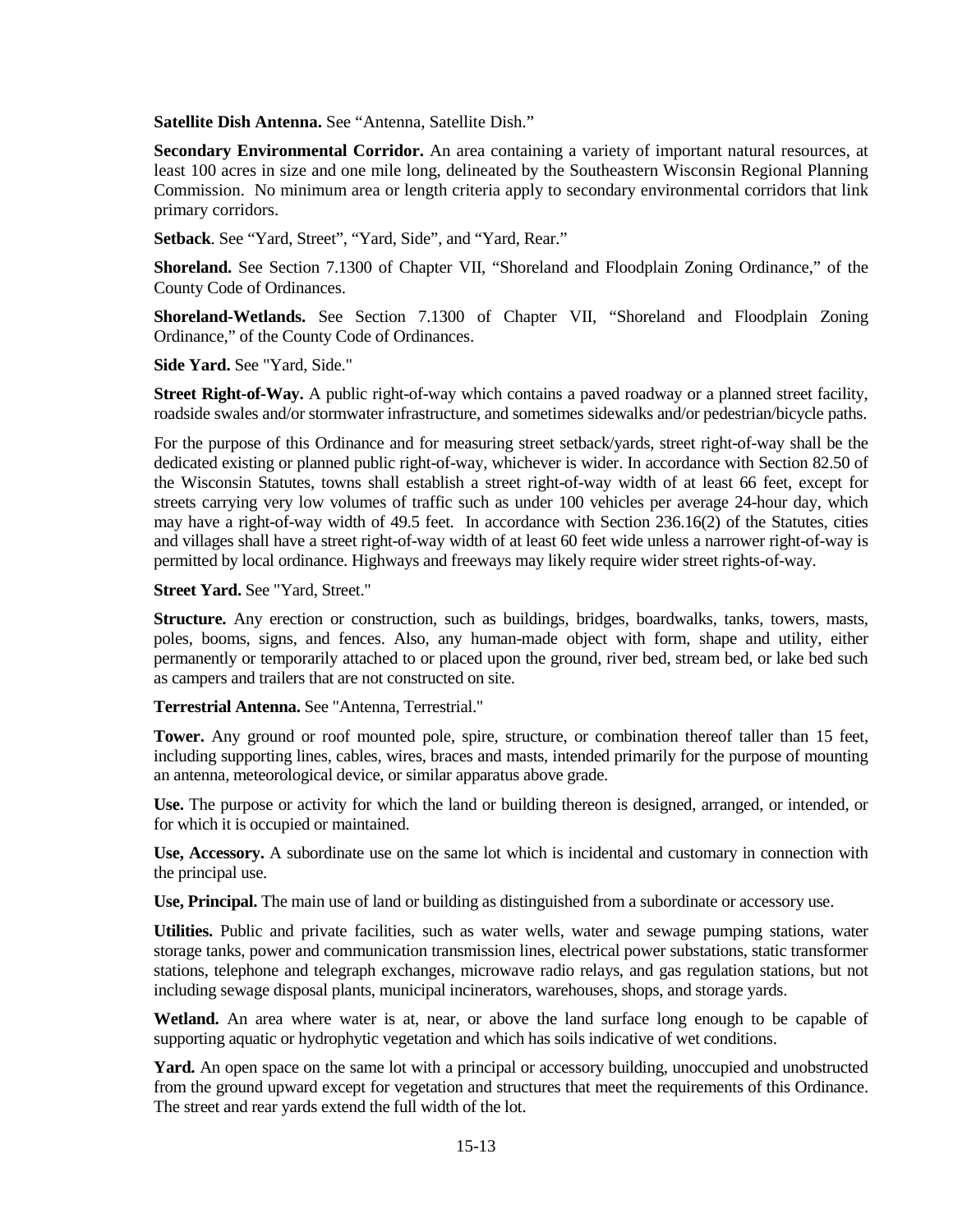**Satellite Dish Antenna.** See "Antenna, Satellite Dish."

**Secondary Environmental Corridor.** An area containing a variety of important natural resources, at least 100 acres in size and one mile long, delineated by the Southeastern Wisconsin Regional Planning Commission. No minimum area or length criteria apply to secondary environmental corridors that link primary corridors.

**Setback**. See "Yard, Street", "Yard, Side", and "Yard, Rear."

**Shoreland.** See Section 7.1300 of Chapter VII, "Shoreland and Floodplain Zoning Ordinance," of the County Code of Ordinances.

**Shoreland-Wetlands.** See Section 7.1300 of Chapter VII, "Shoreland and Floodplain Zoning Ordinance," of the County Code of Ordinances.

**Side Yard.** See "Yard, Side."

**Street Right-of-Way.** A public right-of-way which contains a paved roadway or a planned street facility, roadside swales and/or stormwater infrastructure, and sometimes sidewalks and/or pedestrian/bicycle paths.

For the purpose of this Ordinance and for measuring street setback/yards, street right-of-way shall be the dedicated existing or planned public right-of-way, whichever is wider. In accordance with Section 82.50 of the Wisconsin Statutes, towns shall establish a street right-of-way width of at least 66 feet, except for streets carrying very low volumes of traffic such as under 100 vehicles per average 24-hour day, which may have a right-of-way width of 49.5 feet. In accordance with Section 236.16(2) of the Statutes, cities and villages shall have a street right-of-way width of at least 60 feet wide unless a narrower right-of-way is permitted by local ordinance. Highways and freeways may likely require wider street rights-of-way.

**Street Yard.** See "Yard, Street."

**Structure.** Any erection or construction, such as buildings, bridges, boardwalks, tanks, towers, masts, poles, booms, signs, and fences. Also, any human-made object with form, shape and utility, either permanently or temporarily attached to or placed upon the ground, river bed, stream bed, or lake bed such as campers and trailers that are not constructed on site.

**Terrestrial Antenna.** See "Antenna, Terrestrial."

**Tower.** Any ground or roof mounted pole, spire, structure, or combination thereof taller than 15 feet, including supporting lines, cables, wires, braces and masts, intended primarily for the purpose of mounting an antenna, meteorological device, or similar apparatus above grade.

**Use.** The purpose or activity for which the land or building thereon is designed, arranged, or intended, or for which it is occupied or maintained.

**Use, Accessory.** A subordinate use on the same lot which is incidental and customary in connection with the principal use.

**Use, Principal.** The main use of land or building as distinguished from a subordinate or accessory use.

**Utilities.** Public and private facilities, such as water wells, water and sewage pumping stations, water storage tanks, power and communication transmission lines, electrical power substations, static transformer stations, telephone and telegraph exchanges, microwave radio relays, and gas regulation stations, but not including sewage disposal plants, municipal incinerators, warehouses, shops, and storage yards.

**Wetland.** An area where water is at, near, or above the land surface long enough to be capable of supporting aquatic or hydrophytic vegetation and which has soils indicative of wet conditions.

**Yard.** An open space on the same lot with a principal or accessory building, unoccupied and unobstructed from the ground upward except for vegetation and structures that meet the requirements of this Ordinance. The street and rear yards extend the full width of the lot.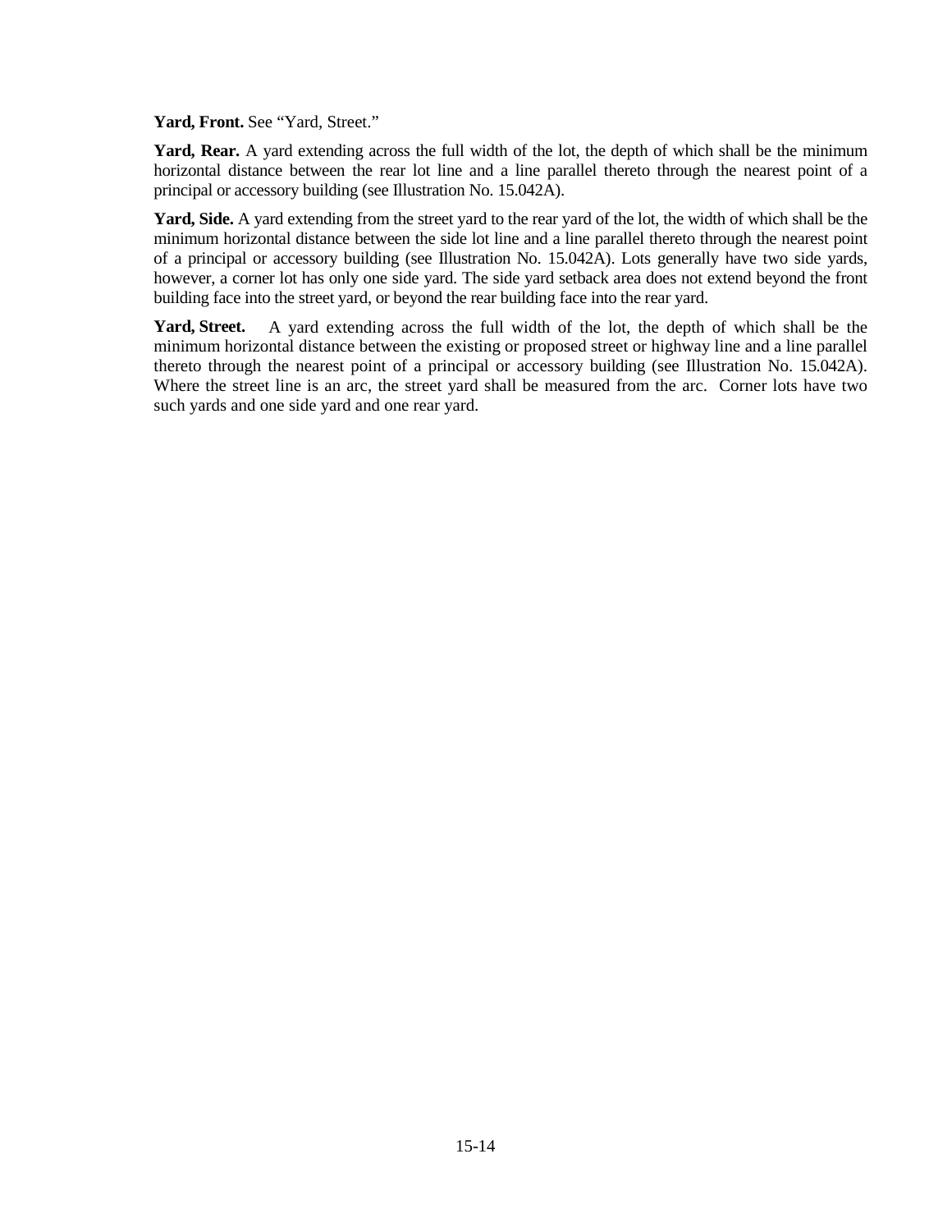**Yard, Front.** See “Yard, Street.”

**Yard, Rear.** A yard extending across the full width of the lot, the depth of which shall be the minimum horizontal distance between the rear lot line and a line parallel thereto through the nearest point of a principal or accessory building (see Illustration No. 15.042A).

**Yard, Side.** A yard extending from the street yard to the rear yard of the lot, the width of which shall be the minimum horizontal distance between the side lot line and a line parallel thereto through the nearest point of a principal or accessory building (see Illustration No. 15.042A). Lots generally have two side yards, however, a corner lot has only one side yard. The side yard setback area does not extend beyond the front building face into the street yard, or beyond the rear building face into the rear yard.

**Yard, Street.** A yard extending across the full width of the lot, the depth of which shall be the minimum horizontal distance between the existing or proposed street or highway line and a line parallel thereto through the nearest point of a principal or accessory building (see Illustration No. 15.042A). Where the street line is an arc, the street yard shall be measured from the arc. Corner lots have two such yards and one side yard and one rear yard.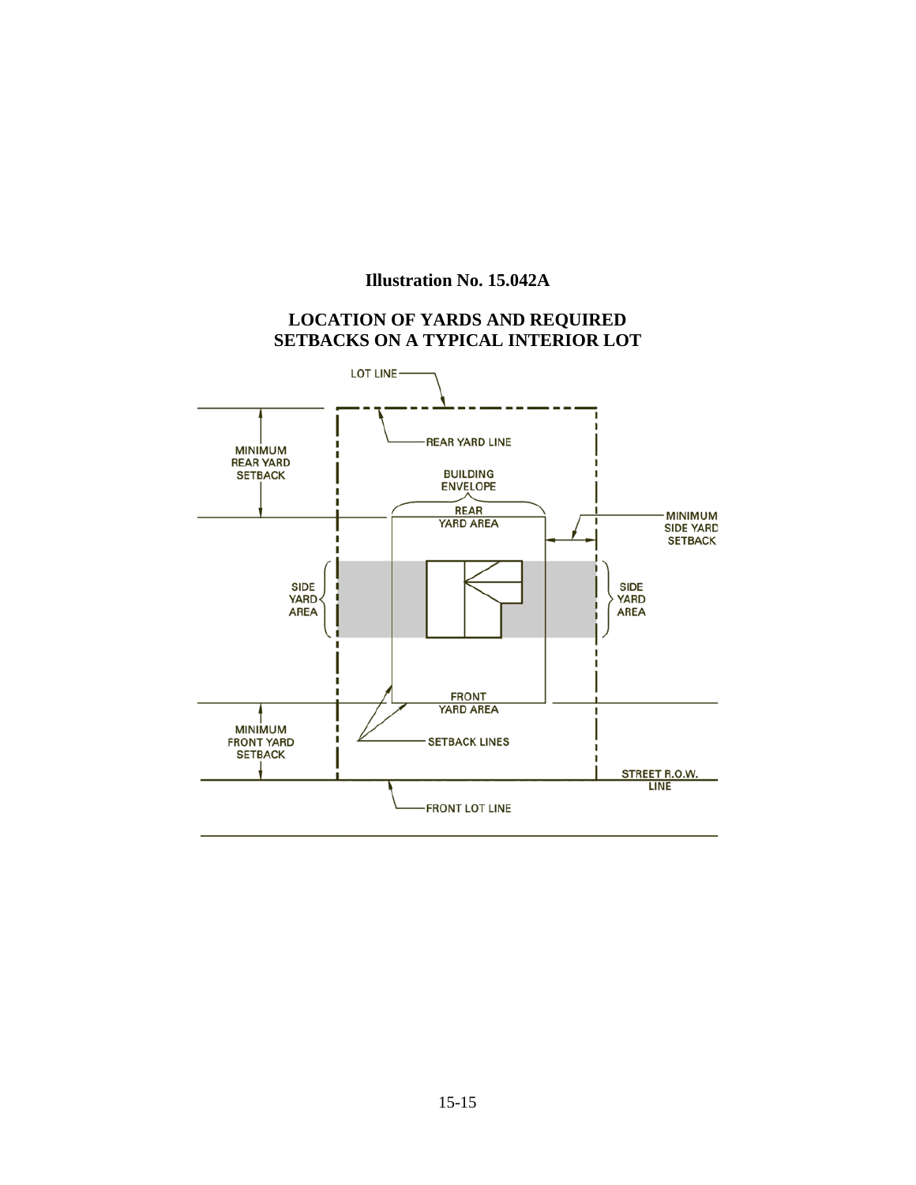**Illustration No. 15.042A**

**LOCATION OF YARDS AND REQUIRED SETBACKS ON A TYPICAL INTERIOR LOT**

LOT LINE

REAR YARD LINE

MINIMUM REAR YARD SETBACK

BUILDING ENVELOPE

REAR YARD AREA

MINIMUM SIDE YARD SETBACK

SIDE YARD AREA

SIDE YARD AREA

FRONT YARD AREA

MINIMUM FRONT YARD SETBACK

SETBACK LINES

STREET R.O.W. LINE

FRONT LOT LINE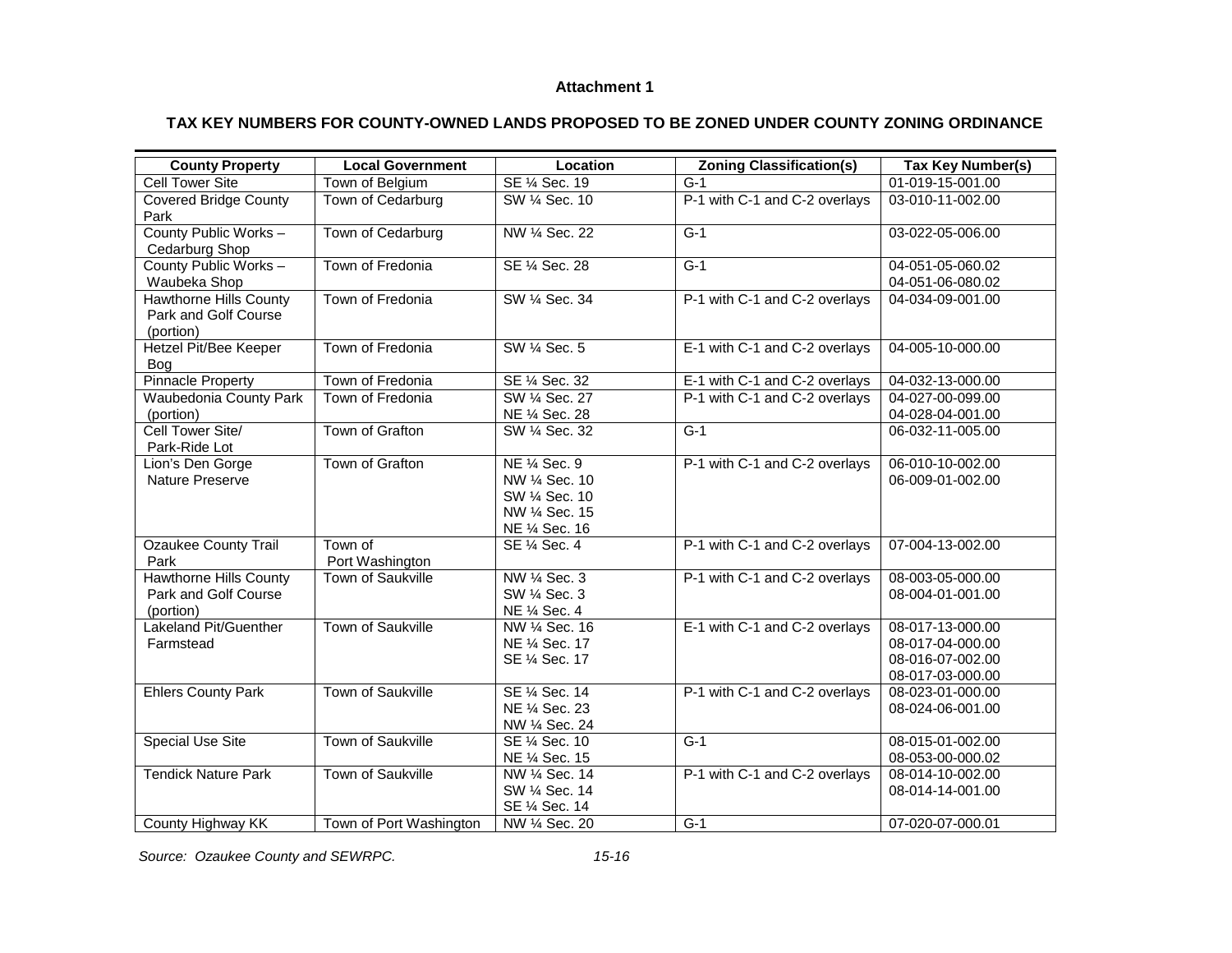**Attachment 1**

**TAX KEY NUMBERS FOR COUNTY-OWNED LANDS PROPOSED TO BE ZONED UNDER COUNTY ZONING ORDINANCE**

| County Property | Local Government | Location | Zoning Classification(s) | Tax Key Number(s) |
|---|---|---|---|---|
| Cell Tower Site | Town of Belgium | SE ¼ Sec. 19 | G-1 | 01-019-15-001.00 |
| Covered Bridge County Park | Town of Cedarburg | SW ¼ Sec. 10 | P-1 with C-1 and C-2 overlays | 03-010-11-002.00 |
| County Public Works – Cedarburg Shop | Town of Cedarburg | NW ¼ Sec. 22 | G-1 | 03-022-05-006.00 |
| County Public Works – Waubeka Shop | Town of Fredonia | SE ¼ Sec. 28 | G-1 | 04-051-05-060.02<br>04-051-06-080.02 |
| Hawthorne Hills County Park and Golf Course (portion) | Town of Fredonia | SW ¼ Sec. 34 | P-1 with C-1 and C-2 overlays | 04-034-09-001.00 |
| Hetzel Pit/Bee Keeper Bog | Town of Fredonia | SW ¼ Sec. 5 | E-1 with C-1 and C-2 overlays | 04-005-10-000.00 |
| Pinnacle Property | Town of Fredonia | SE ¼ Sec. 32 | E-1 with C-1 and C-2 overlays | 04-032-13-000.00 |
| Waubedonia County Park (portion) | Town of Fredonia | SW ¼ Sec. 27<br>NE ¼ Sec. 28 | P-1 with C-1 and C-2 overlays | 04-027-00-099.00<br>04-028-04-001.00 |
| Cell Tower Site/ Park-Ride Lot | Town of Grafton | SW ¼ Sec. 32 | G-1 | 06-032-11-005.00 |
| Lion's Den Gorge Nature Preserve | Town of Grafton | NE ¼ Sec. 9<br>NW ¼ Sec. 10<br>SW ¼ Sec. 10<br>NW ¼ Sec. 15<br>NE ¼ Sec. 16 | P-1 with C-1 and C-2 overlays | 06-010-10-002.00<br>06-009-01-002.00 |
| Ozaukee County Trail Park | Town of Port Washington | SE ¼ Sec. 4 | P-1 with C-1 and C-2 overlays | 07-004-13-002.00 |
| Hawthorne Hills County Park and Golf Course (portion) | Town of Saukville | NW ¼ Sec. 3<br>SW ¼ Sec. 3<br>NE ¼ Sec. 4 | P-1 with C-1 and C-2 overlays | 08-003-05-000.00<br>08-004-01-001.00 |
| Lakeland Pit/Guenther Farmstead | Town of Saukville | NW ¼ Sec. 16<br>NE ¼ Sec. 17<br>SE ¼ Sec. 17 | E-1 with C-1 and C-2 overlays | 08-017-13-000.00<br>08-017-04-000.00<br>08-016-07-002.00<br>08-017-03-000.00 |
| Ehlers County Park | Town of Saukville | SE ¼ Sec. 14<br>NE ¼ Sec. 23<br>NW ¼ Sec. 24 | P-1 with C-1 and C-2 overlays | 08-023-01-000.00<br>08-024-06-001.00 |
| Special Use Site | Town of Saukville | SE ¼ Sec. 10<br>NE ¼ Sec. 15 | G-1 | 08-015-01-002.00<br>08-053-00-000.02 |
| Tendick Nature Park | Town of Saukville | NW ¼ Sec. 14<br>SW ¼ Sec. 14<br>SE ¼ Sec. 14 | P-1 with C-1 and C-2 overlays | 08-014-10-002.00<br>08-014-14-001.00 |
| County Highway KK | Town of Port Washington | NW ¼ Sec. 20 | G-1 | 07-020-07-000.01 |

*Source: Ozaukee County and SEWRPC.*

*15-16*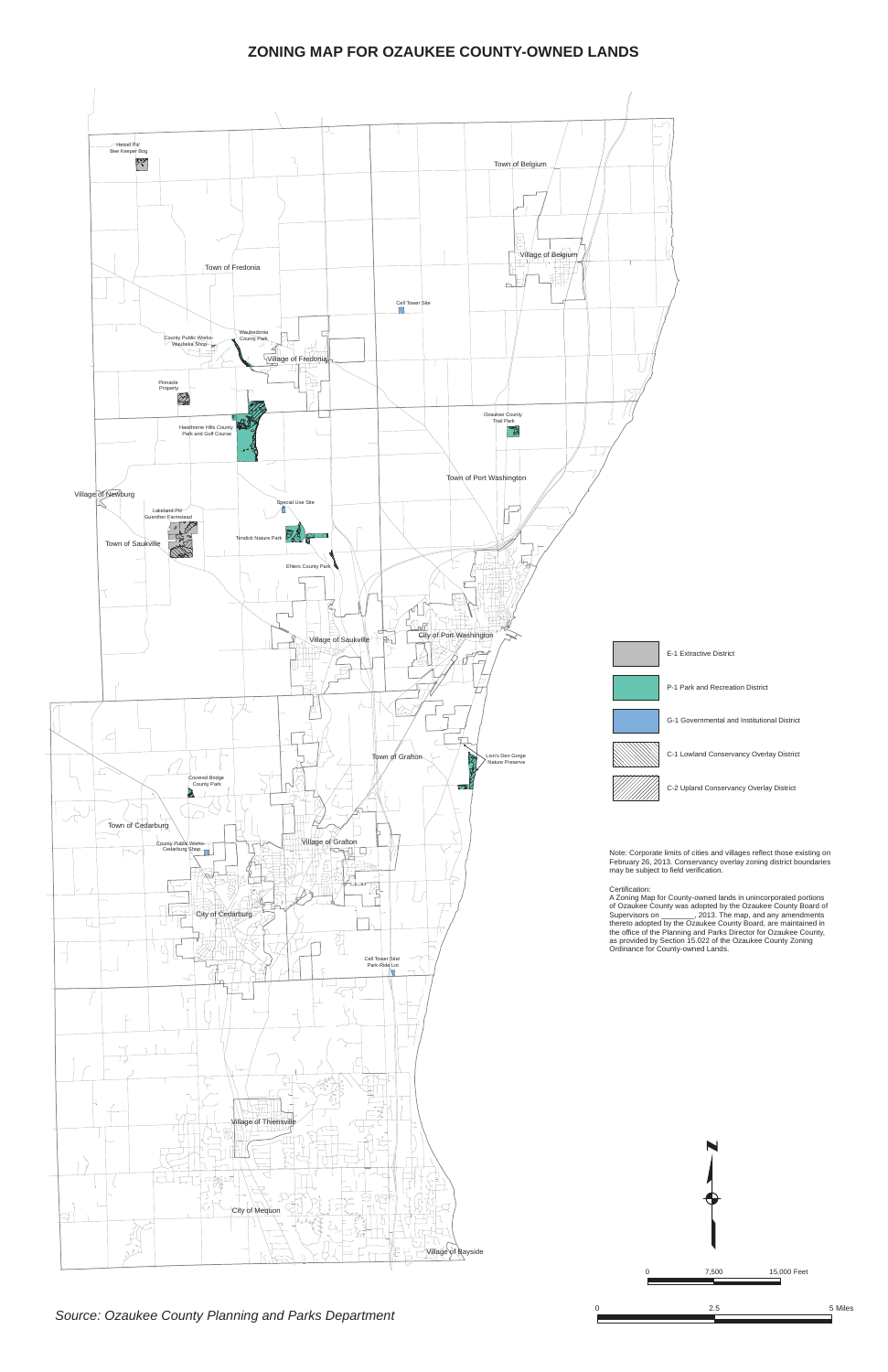# ZONING MAP FOR OZAUKEE COUNTY-OWNED LANDS

Hetzel Pit/
Bee Keeper Bog

Town of Belgium

Village of Belgium

Town of Fredonia

Cell Tower Site

County Public Works-
Waubeka Shop

Waubedonia
County Park

Village of Fredonia

Pinnacle
Property

Ozaukee County
Trail Park

Hawthorne Hills County
Park and Golf Course

Town of Port Washington

Village of Newburg

Special Use Site

Lakeland Pit/
Guenther Farmstead

Town of Saukville

Tendick Nature Park

Ehlers County Park

City of Port Washington

Village of Saukville

E-1 Extractive District

P-1 Park and Recreation District

G-1 Governmental and Institutional District

C-1 Lowland Conservancy Overlay District

C-2 Upland Conservancy Overlay District

Town of Grafton

Lion's Den Gorge
Nature Preserve

Covered Bridge
County Park

Town of Cedarburg

County Public Works-
Cedarburg Shop

Village of Grafton

City of Cedarburg

Cell Tower Site/
Park-Ride Lot

Note: Corporate limits of cities and villages reflect those existing on February 26, 2013. Conservancy overlay zoning district boundaries may be subject to field verification.

Certification:
A Zoning Map for County-owned lands in unincorporated portions of Ozaukee County was adopted by the Ozaukee County Board of Supervisors on ________, 2013. The map, and any amendments thereto adopted by the Ozaukee County Board, are maintained in the office of the Planning and Parks Director for Ozaukee County, as provided by Section 15.022 of the Ozaukee County Zoning Ordinance for County-owned Lands.

Village of Thiensville

City of Mequon

Village of Bayside

N

0 7,500 15,000 Feet

0 2.5 5 Miles

*Source: Ozaukee County Planning and Parks Department*